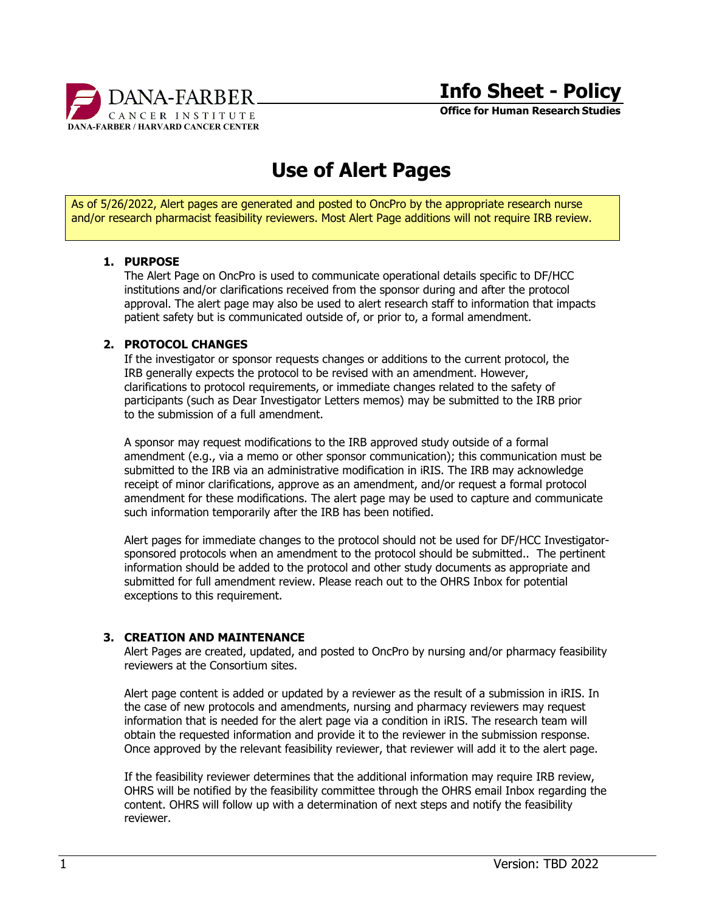DANA-FARBER CANCER INSTITUTE
DANA-FARBER / HARVARD CANCER CENTER

**Info Sheet - Policy**
**Office for Human Research Studies**

# Use of Alert Pages

As of 5/26/2022, Alert pages are generated and posted to OncPro by the appropriate research nurse and/or research pharmacist feasibility reviewers. Most Alert Page additions will not require IRB review.

## 1. PURPOSE

The Alert Page on OncPro is used to communicate operational details specific to DF/HCC institutions and/or clarifications received from the sponsor during and after the protocol approval. The alert page may also be used to alert research staff to information that impacts patient safety but is communicated outside of, or prior to, a formal amendment.

## 2. PROTOCOL CHANGES

If the investigator or sponsor requests changes or additions to the current protocol, the IRB generally expects the protocol to be revised with an amendment. However, clarifications to protocol requirements, or immediate changes related to the safety of participants (such as Dear Investigator Letters memos) may be submitted to the IRB prior to the submission of a full amendment.

A sponsor may request modifications to the IRB approved study outside of a formal amendment (e.g., via a memo or other sponsor communication); this communication must be submitted to the IRB via an administrative modification in iRIS. The IRB may acknowledge receipt of minor clarifications, approve as an amendment, and/or request a formal protocol amendment for these modifications. The alert page may be used to capture and communicate such information temporarily after the IRB has been notified.

Alert pages for immediate changes to the protocol should not be used for DF/HCC Investigator-sponsored protocols when an amendment to the protocol should be submitted.. The pertinent information should be added to the protocol and other study documents as appropriate and submitted for full amendment review. Please reach out to the OHRS Inbox for potential exceptions to this requirement.

## 3. CREATION AND MAINTENANCE

Alert Pages are created, updated, and posted to OncPro by nursing and/or pharmacy feasibility reviewers at the Consortium sites.

Alert page content is added or updated by a reviewer as the result of a submission in iRIS. In the case of new protocols and amendments, nursing and pharmacy reviewers may request information that is needed for the alert page via a condition in iRIS. The research team will obtain the requested information and provide it to the reviewer in the submission response. Once approved by the relevant feasibility reviewer, that reviewer will add it to the alert page.

If the feasibility reviewer determines that the additional information may require IRB review, OHRS will be notified by the feasibility committee through the OHRS email Inbox regarding the content. OHRS will follow up with a determination of next steps and notify the feasibility reviewer.

Version: TBD 2022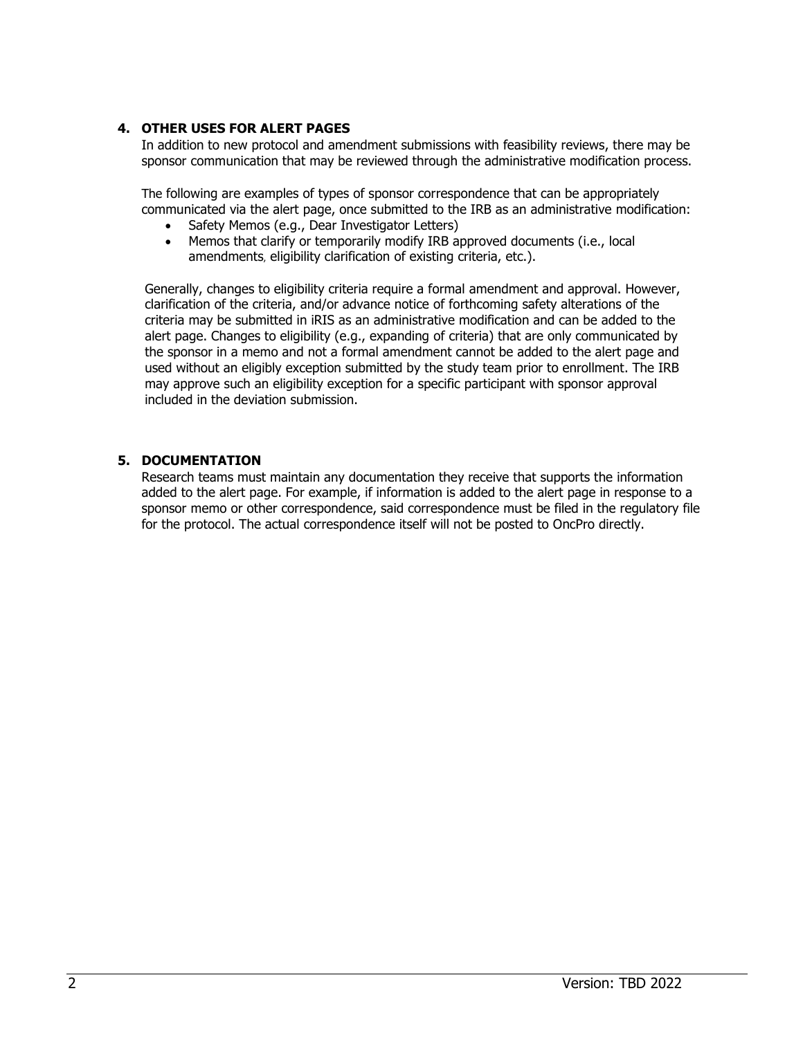## 4. OTHER USES FOR ALERT PAGES

In addition to new protocol and amendment submissions with feasibility reviews, there may be sponsor communication that may be reviewed through the administrative modification process.

The following are examples of types of sponsor correspondence that can be appropriately communicated via the alert page, once submitted to the IRB as an administrative modification:

- Safety Memos (e.g., Dear Investigator Letters)
- Memos that clarify or temporarily modify IRB approved documents (i.e., local amendments, eligibility clarification of existing criteria, etc.).

Generally, changes to eligibility criteria require a formal amendment and approval. However, clarification of the criteria, and/or advance notice of forthcoming safety alterations of the criteria may be submitted in iRIS as an administrative modification and can be added to the alert page. Changes to eligibility (e.g., expanding of criteria) that are only communicated by the sponsor in a memo and not a formal amendment cannot be added to the alert page and used without an eligibly exception submitted by the study team prior to enrollment. The IRB may approve such an eligibility exception for a specific participant with sponsor approval included in the deviation submission.

## 5. DOCUMENTATION

Research teams must maintain any documentation they receive that supports the information added to the alert page. For example, if information is added to the alert page in response to a sponsor memo or other correspondence, said correspondence must be filed in the regulatory file for the protocol. The actual correspondence itself will not be posted to OncPro directly.

Version: TBD 2022